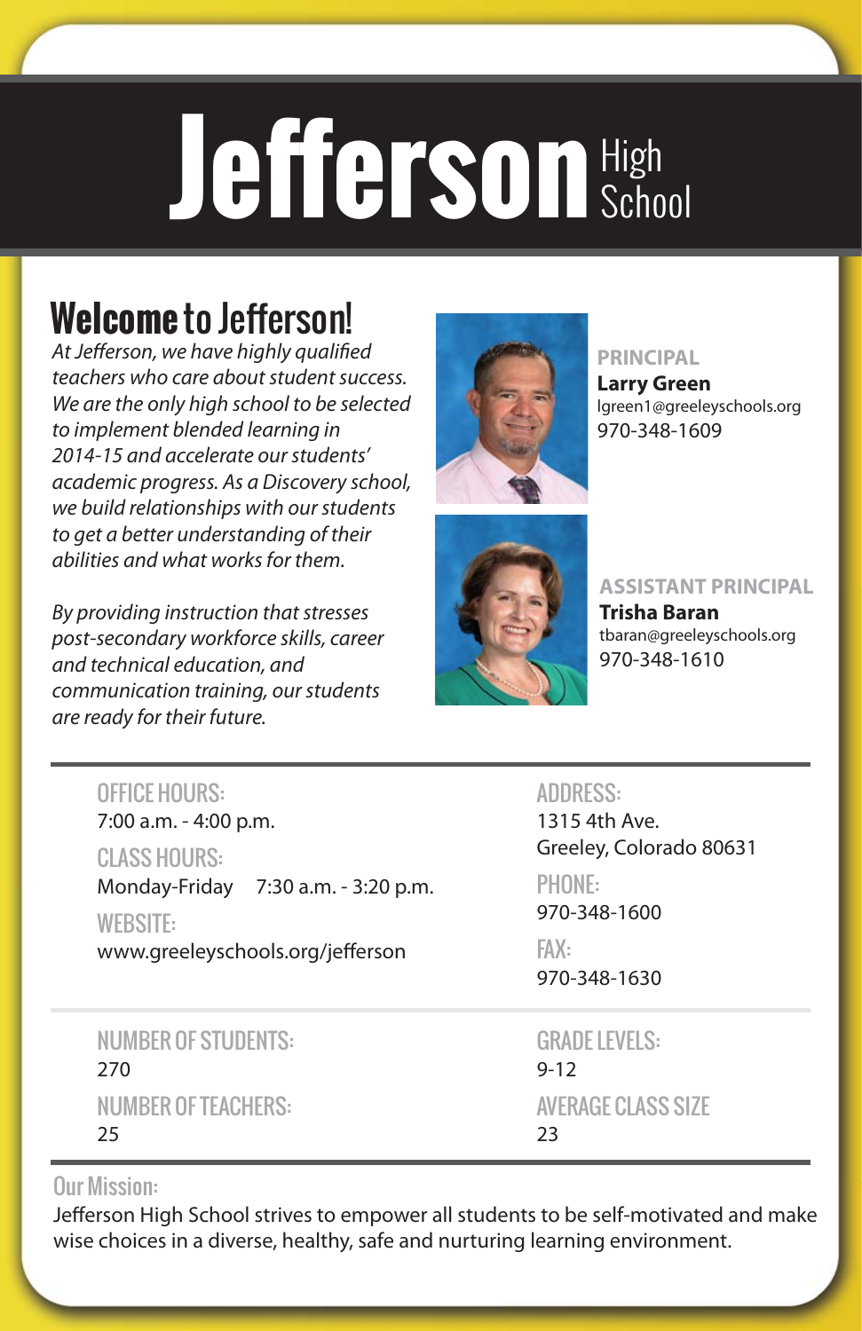# Jefferson High School

## Welcome to Jefferson!

*At Jefferson, we have highly qualified teachers who care about student success. We are the only high school to be selected to implement blended learning in 2014-15 and accelerate our students' academic progress. As a Discovery school, we build relationships with our students to get a better understanding of their abilities and what works for them.*

*By providing instruction that stresses post-secondary workforce skills, career and technical education, and communication training, our students are ready for their future.*

**PRINCIPAL**
**Larry Green**
lgreen1@greeleyschools.org
970-348-1609

**ASSISTANT PRINCIPAL**
**Trisha Baran**
tbaran@greeleyschools.org
970-348-1610

**OFFICE HOURS:**
7:00 a.m. - 4:00 p.m.

**CLASS HOURS:**
Monday-Friday 7:30 a.m. - 3:20 p.m.

**WEBSITE:**
www.greeleyschools.org/jefferson

**ADDRESS:**
1315 4th Ave.
Greeley, Colorado 80631

**PHONE:**
970-348-1600

**FAX:**
970-348-1630

**NUMBER OF STUDENTS:**
270

**NUMBER OF TEACHERS:**
25

**GRADE LEVELS:**
9-12

**AVERAGE CLASS SIZE**
23

**Our Mission:**
Jefferson High School strives to empower all students to be self-motivated and make wise choices in a diverse, healthy, safe and nurturing learning environment.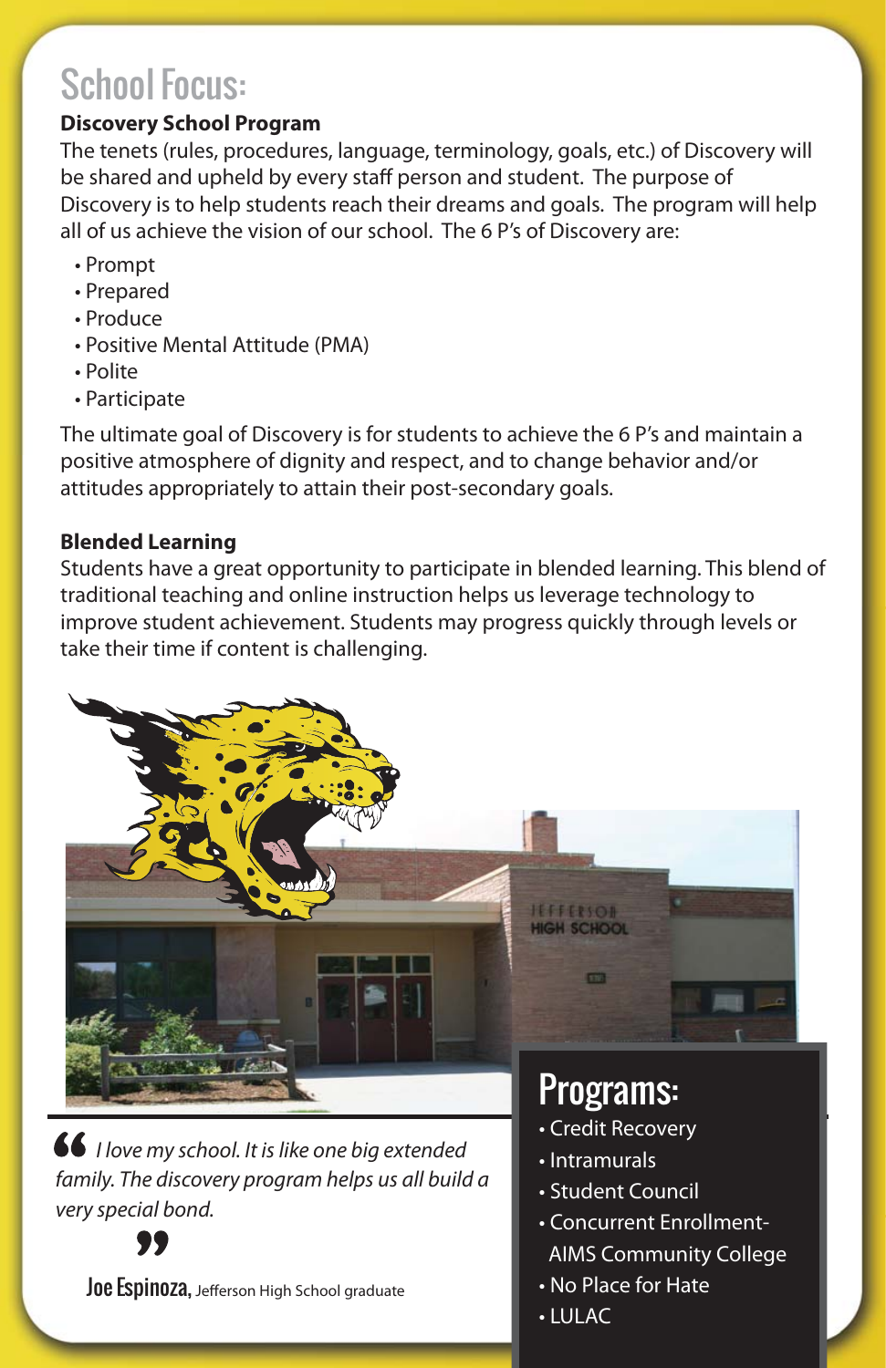# School Focus:

### Discovery School Program

The tenets (rules, procedures, language, terminology, goals, etc.) of Discovery will be shared and upheld by every staff person and student. The purpose of Discovery is to help students reach their dreams and goals. The program will help all of us achieve the vision of our school. The 6 P's of Discovery are:

- Prompt
- Prepared
- Produce
- Positive Mental Attitude (PMA)
- Polite
- Participate

The ultimate goal of Discovery is for students to achieve the 6 P's and maintain a positive atmosphere of dignity and respect, and to change behavior and/or attitudes appropriately to attain their post-secondary goals.

### Blended Learning

Students have a great opportunity to participate in blended learning. This blend of traditional teaching and online instruction helps us leverage technology to improve student achievement. Students may progress quickly through levels or take their time if content is challenging.

> *I love my school. It is like one big extended family. The discovery program helps us all build a very special bond.*
>
> **Joe Espinoza,** Jefferson High School graduate

## Programs:

- Credit Recovery
- Intramurals
- Student Council
- Concurrent Enrollment-AIMS Community College
- No Place for Hate
- LULAC